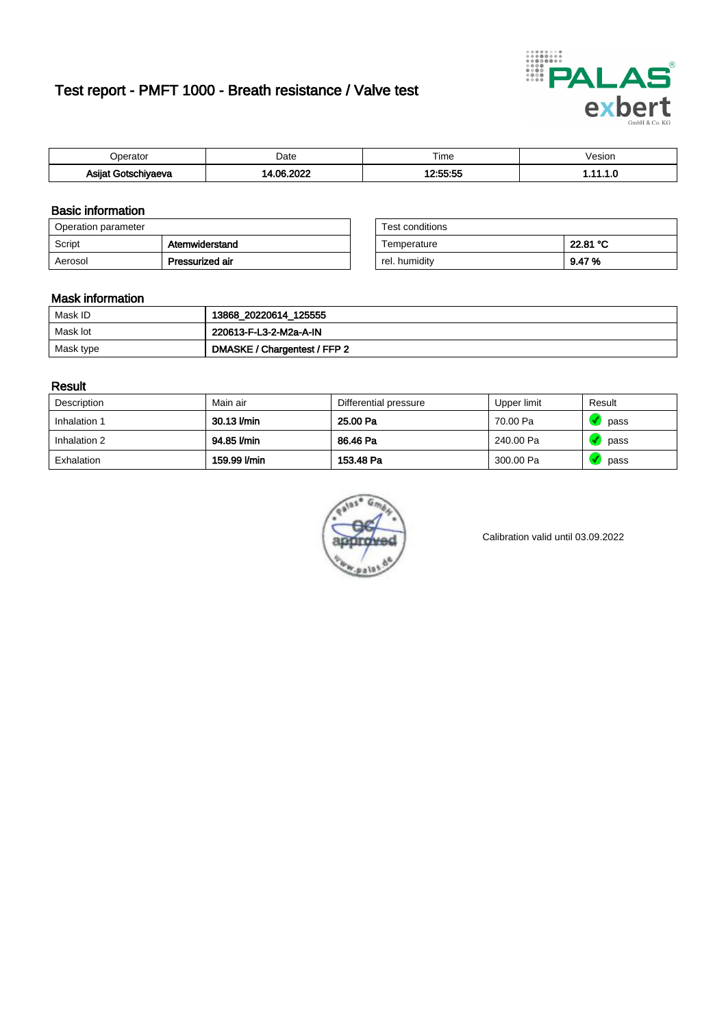# Test report - PMFT 1000 - Breath resistance / Valve test

| Operator | Date | Time | Vesion |
| --- | --- | --- | --- |
| **Asijat Gotschiyaeva** | **14.06.2022** | **12:55:55** | **1.11.1.0** |

## Basic information

| Operation parameter | |
| --- | --- |
| Script | **Atemwiderstand** |
| Aerosol | **Pressurized air** |

| Test conditions | |
| --- | --- |
| Temperature | **22.81 °C** |
| rel. humidity | **9.47 %** |

## Mask information

| | |
| --- | --- |
| Mask ID | **13868_20220614_125555** |
| Mask lot | **220613-F-L3-2-M2a-A-IN** |
| Mask type | **DMASKE / Chargentest / FFP 2** |

## Result

| Description | Main air | Differential pressure | Upper limit | Result |
| --- | --- | --- | --- | --- |
| Inhalation 1 | **30.13 l/min** | **25.00 Pa** | 70.00 Pa | pass |
| Inhalation 2 | **94.85 l/min** | **86.46 Pa** | 240.00 Pa | pass |
| Exhalation | **159.99 l/min** | **153.48 Pa** | 300.00 Pa | pass |

Calibration valid until 03.09.2022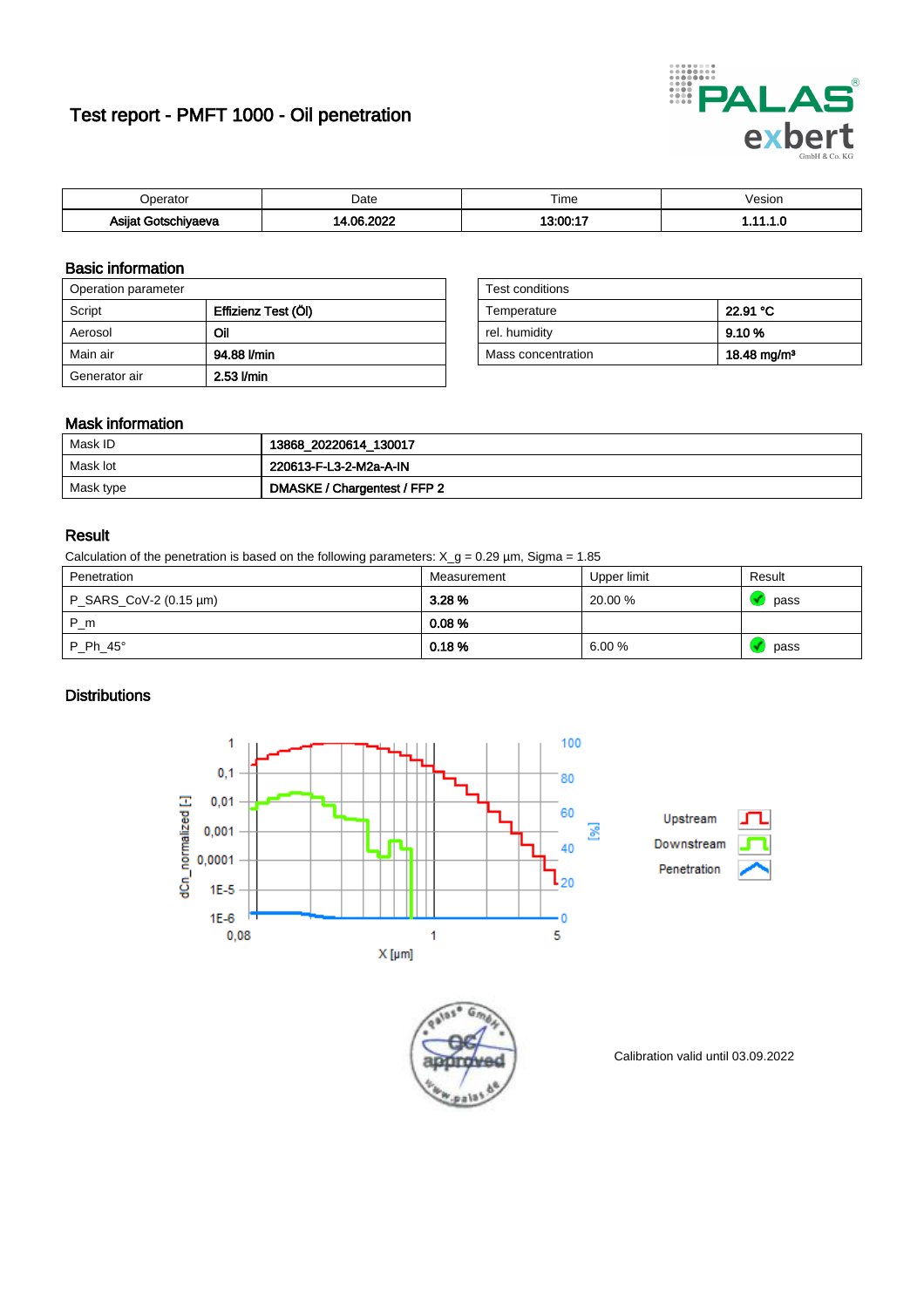# Test report - PMFT 1000 - Oil penetration

PALAS exbert GmbH & Co. KG

| Operator | Date | Time | Vesion |
|---|---|---|---|
| **Asijat Gotschiyaeva** | **14.06.2022** | **13:00:17** | **1.11.1.0** |

## Basic information

| Operation parameter | |
|---|---|
| Script | **Effizienz Test (Öl)** |
| Aerosol | **Oil** |
| Main air | **94.88 l/min** |
| Generator air | **2.53 l/min** |

| Test conditions | |
|---|---|
| Temperature | **22.91 °C** |
| rel. humidity | **9.10 %** |
| Mass concentration | **18.48 mg/m³** |

## Mask information

| | |
|---|---|
| Mask ID | **13868_20220614_130017** |
| Mask lot | **220613-F-L3-2-M2a-A-IN** |
| Mask type | **DMASKE / Chargentest / FFP 2** |

## Result

Calculation of the penetration is based on the following parameters: X_g = 0.29 µm, Sigma = 1.85

| Penetration | Measurement | Upper limit | Result |
|---|---|---|---|
| P_SARS_CoV-2 (0.15 µm) | **3.28 %** | 20.00 % | pass |
| P_m | **0.08 %** | | |
| P_Ph_45° | **0.18 %** | 6.00 % | pass |

## Distributions

dCn_normalized [-]
1
0,1
0,01
0,001
0,0001
1E-5
1E-6
0,08
1
5
X [µm]
[%]
100
80
60
40
20
0
Upstream
Downstream
Penetration

Palas® GmbH QC approved www.palas.de

Calibration valid until 03.09.2022